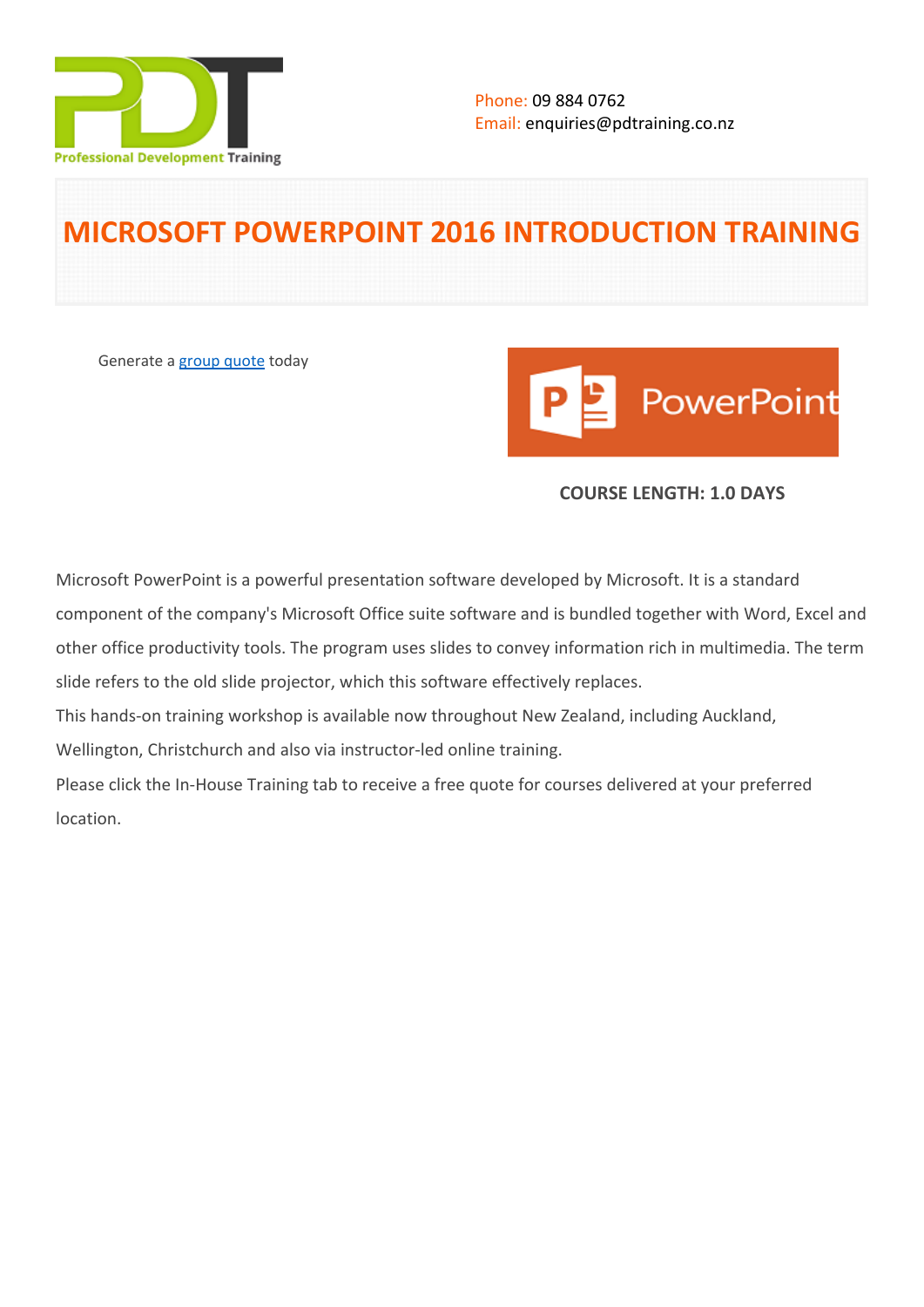Phone: 09 884 0762
Email: enquiries@pdtraining.co.nz

# MICROSOFT POWERPOINT 2016 INTRODUCTION TRAINING

Generate a group quote today

**COURSE LENGTH: 1.0 DAYS**

Microsoft PowerPoint is a powerful presentation software developed by Microsoft. It is a standard component of the company's Microsoft Office suite software and is bundled together with Word, Excel and other office productivity tools. The program uses slides to convey information rich in multimedia. The term slide refers to the old slide projector, which this software effectively replaces.

This hands-on training workshop is available now throughout New Zealand, including Auckland, Wellington, Christchurch and also via instructor-led online training.

Please click the In-House Training tab to receive a free quote for courses delivered at your preferred location.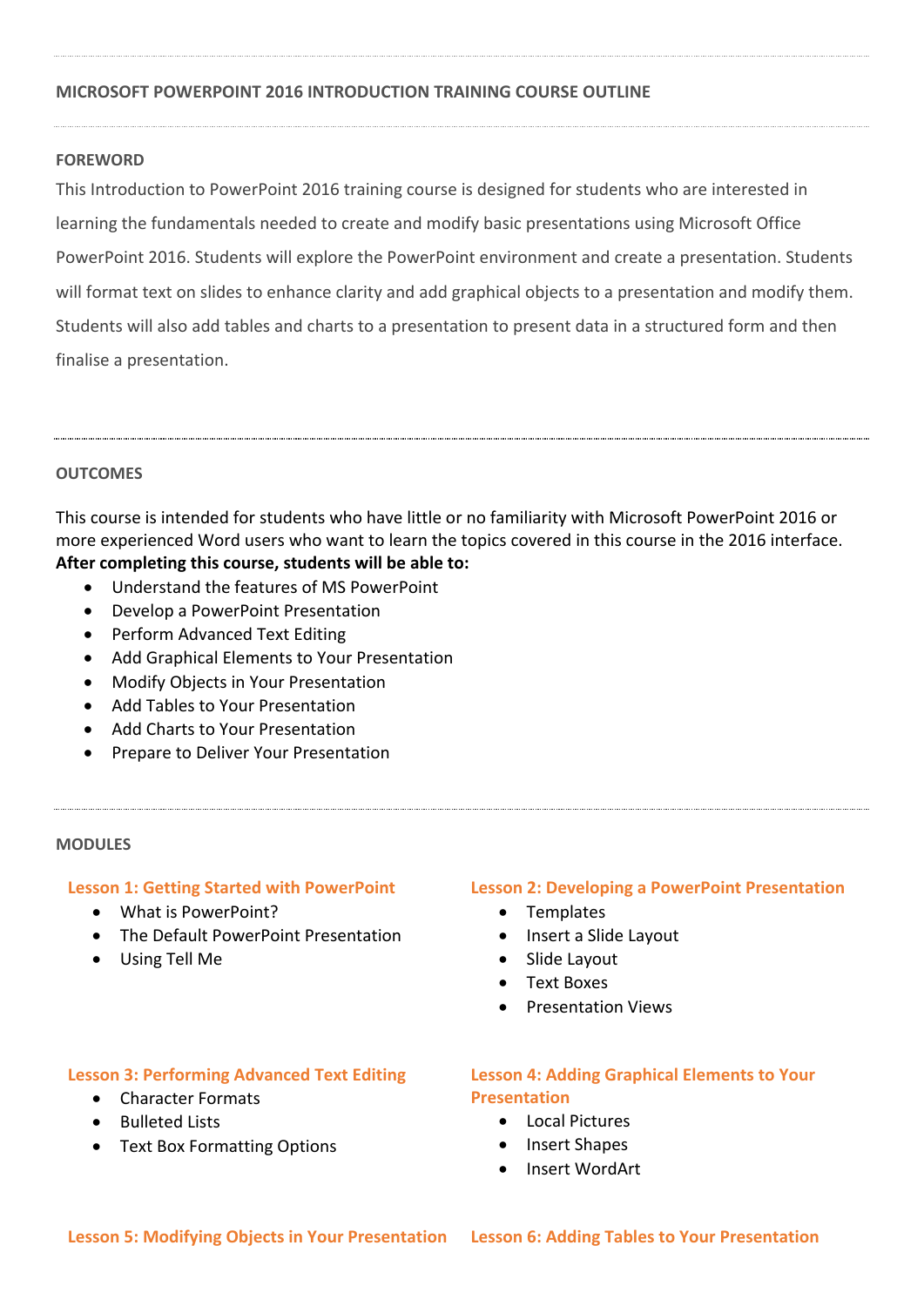## MICROSOFT POWERPOINT 2016 INTRODUCTION TRAINING COURSE OUTLINE

### FOREWORD

This Introduction to PowerPoint 2016 training course is designed for students who are interested in learning the fundamentals needed to create and modify basic presentations using Microsoft Office PowerPoint 2016. Students will explore the PowerPoint environment and create a presentation. Students will format text on slides to enhance clarity and add graphical objects to a presentation and modify them. Students will also add tables and charts to a presentation to present data in a structured form and then finalise a presentation.

### OUTCOMES

This course is intended for students who have little or no familiarity with Microsoft PowerPoint 2016 or more experienced Word users who want to learn the topics covered in this course in the 2016 interface.
**After completing this course, students will be able to:**

- Understand the features of MS PowerPoint
- Develop a PowerPoint Presentation
- Perform Advanced Text Editing
- Add Graphical Elements to Your Presentation
- Modify Objects in Your Presentation
- Add Tables to Your Presentation
- Add Charts to Your Presentation
- Prepare to Deliver Your Presentation

### MODULES

#### Lesson 1: Getting Started with PowerPoint

- What is PowerPoint?
- The Default PowerPoint Presentation
- Using Tell Me

#### Lesson 2: Developing a PowerPoint Presentation

- Templates
- Insert a Slide Layout
- Slide Layout
- Text Boxes
- Presentation Views

#### Lesson 3: Performing Advanced Text Editing

- Character Formats
- Bulleted Lists
- Text Box Formatting Options

#### Lesson 4: Adding Graphical Elements to Your Presentation

- Local Pictures
- Insert Shapes
- Insert WordArt

#### Lesson 5: Modifying Objects in Your Presentation

#### Lesson 6: Adding Tables to Your Presentation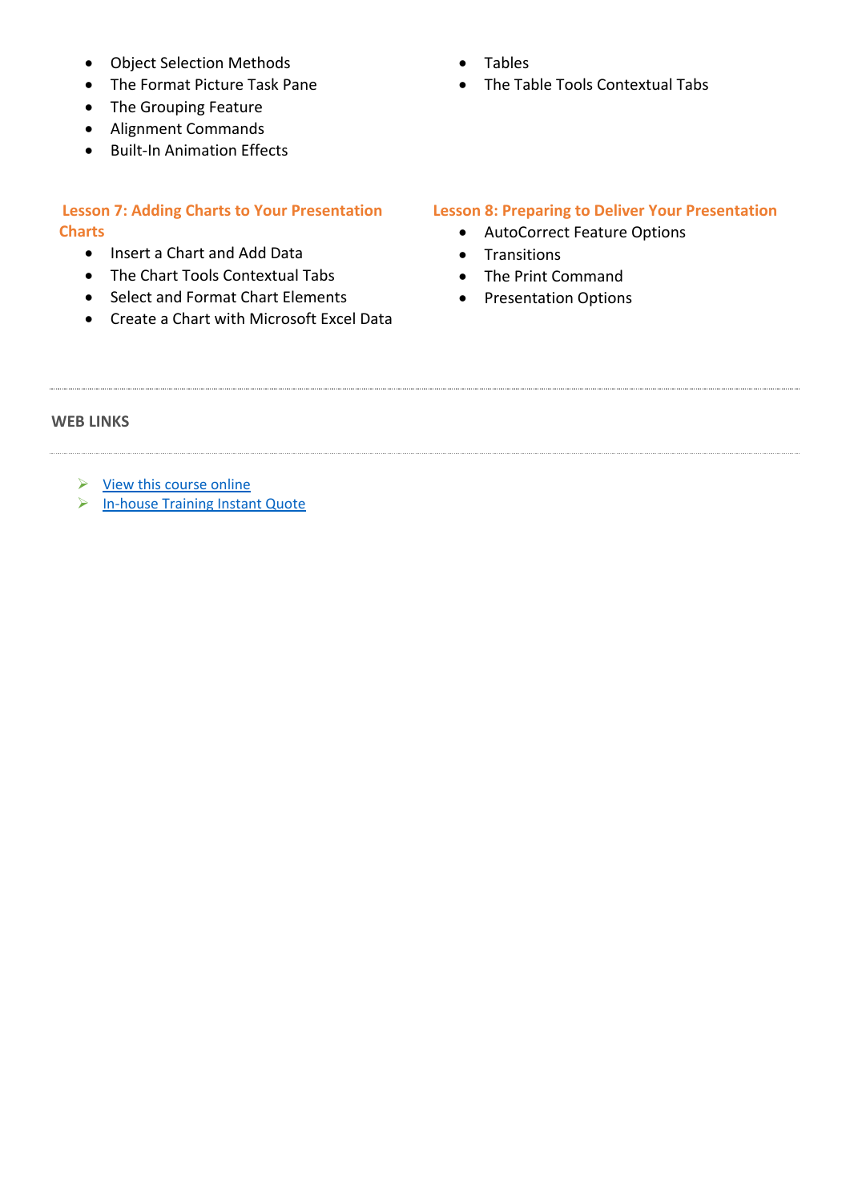- Object Selection Methods
- The Format Picture Task Pane
- The Grouping Feature
- Alignment Commands
- Built-In Animation Effects
- Tables
- The Table Tools Contextual Tabs

### Lesson 7: Adding Charts to Your Presentation Charts

- Insert a Chart and Add Data
- The Chart Tools Contextual Tabs
- Select and Format Chart Elements
- Create a Chart with Microsoft Excel Data

### Lesson 8: Preparing to Deliver Your Presentation

- AutoCorrect Feature Options
- Transitions
- The Print Command
- Presentation Options

---

**WEB LINKS**

---

- View this course online
- In-house Training Instant Quote